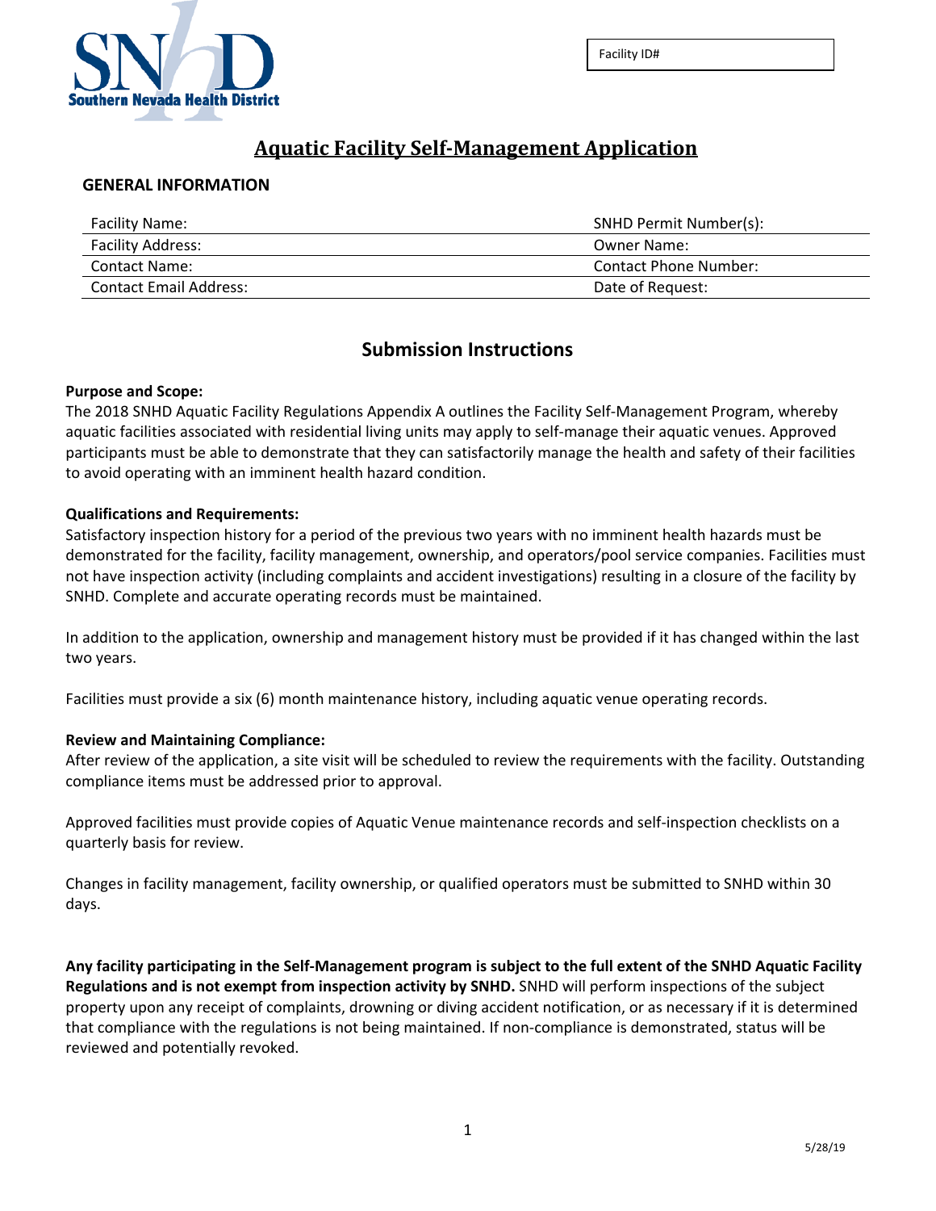Southern Nevada Health District

| Facility ID# |
| --- |

# Aquatic Facility Self-Management Application

## GENERAL INFORMATION

| Facility Name: | SNHD Permit Number(s): |
| --- | --- |
| Facility Address: | Owner Name: |
| Contact Name: | Contact Phone Number: |
| Contact Email Address: | Date of Request: |

## Submission Instructions

**Purpose and Scope:**
The 2018 SNHD Aquatic Facility Regulations Appendix A outlines the Facility Self-Management Program, whereby aquatic facilities associated with residential living units may apply to self-manage their aquatic venues. Approved participants must be able to demonstrate that they can satisfactorily manage the health and safety of their facilities to avoid operating with an imminent health hazard condition.

**Qualifications and Requirements:**
Satisfactory inspection history for a period of the previous two years with no imminent health hazards must be demonstrated for the facility, facility management, ownership, and operators/pool service companies. Facilities must not have inspection activity (including complaints and accident investigations) resulting in a closure of the facility by SNHD. Complete and accurate operating records must be maintained.

In addition to the application, ownership and management history must be provided if it has changed within the last two years.

Facilities must provide a six (6) month maintenance history, including aquatic venue operating records.

**Review and Maintaining Compliance:**
After review of the application, a site visit will be scheduled to review the requirements with the facility. Outstanding compliance items must be addressed prior to approval.

Approved facilities must provide copies of Aquatic Venue maintenance records and self-inspection checklists on a quarterly basis for review.

Changes in facility management, facility ownership, or qualified operators must be submitted to SNHD within 30 days.

**Any facility participating in the Self-Management program is subject to the full extent of the SNHD Aquatic Facility Regulations and is not exempt from inspection activity by SNHD.** SNHD will perform inspections of the subject property upon any receipt of complaints, drowning or diving accident notification, or as necessary if it is determined that compliance with the regulations is not being maintained. If non-compliance is demonstrated, status will be reviewed and potentially revoked.

5/28/19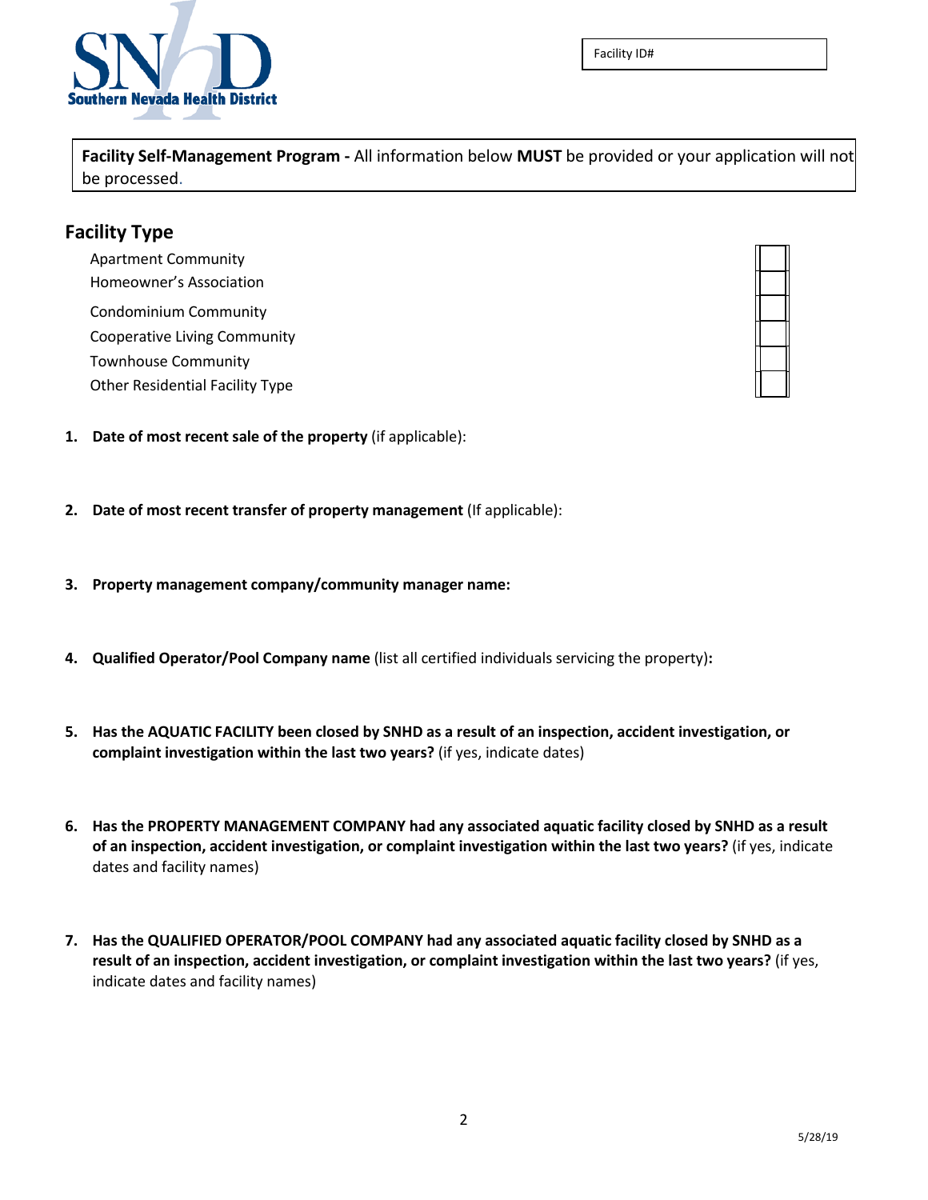Facility ID#

**Facility Self-Management Program -** All information below **MUST** be provided or your application will not be processed.

## Facility Type

| | |
|---|---|
| Apartment Community | ☐ |
| Homeowner's Association | ☐ |
| Condominium Community | ☐ |
| Cooperative Living Community | ☐ |
| Townhouse Community | ☐ |
| Other Residential Facility Type | ☐ |

1. **Date of most recent sale of the property** (if applicable):

2. **Date of most recent transfer of property management** (If applicable):

3. **Property management company/community manager name:**

4. **Qualified Operator/Pool Company name** (list all certified individuals servicing the property)**:**

5. **Has the AQUATIC FACILITY been closed by SNHD as a result of an inspection, accident investigation, or complaint investigation within the last two years?** (if yes, indicate dates)

6. **Has the PROPERTY MANAGEMENT COMPANY had any associated aquatic facility closed by SNHD as a result of an inspection, accident investigation, or complaint investigation within the last two years?** (if yes, indicate dates and facility names)

7. **Has the QUALIFIED OPERATOR/POOL COMPANY had any associated aquatic facility closed by SNHD as a result of an inspection, accident investigation, or complaint investigation within the last two years?** (if yes, indicate dates and facility names)

5/28/19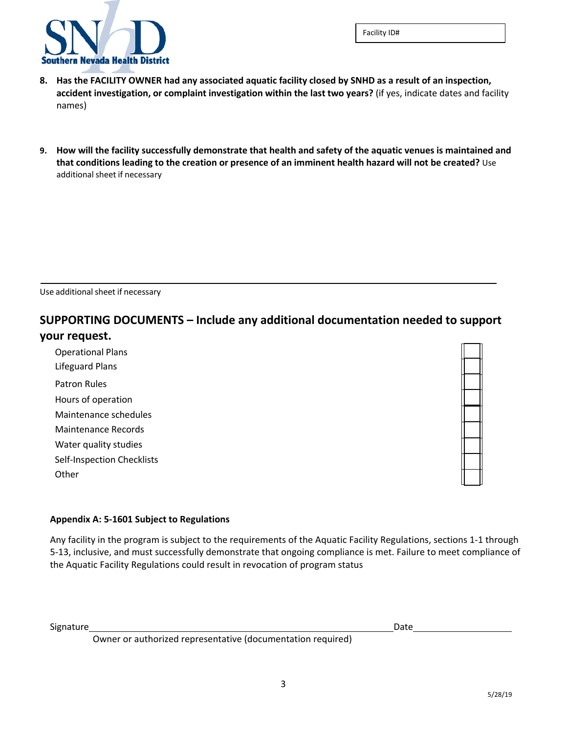Facility ID#

8. **Has the FACILITY OWNER had any associated aquatic facility closed by SNHD as a result of an inspection, accident investigation, or complaint investigation within the last two years?** (if yes, indicate dates and facility names)

9. **How will the facility successfully demonstrate that health and safety of the aquatic venues is maintained and that conditions leading to the creation or presence of an imminent health hazard will not be created?** Use additional sheet if necessary

Use additional sheet if necessary

## SUPPORTING DOCUMENTS – Include any additional documentation needed to support your request.

| | |
|---|---|
| Operational Plans | ☐ |
| Lifeguard Plans | ☐ |
| Patron Rules | ☐ |
| Hours of operation | ☐ |
| Maintenance schedules | ☐ |
| Maintenance Records | ☐ |
| Water quality studies | ☐ |
| Self-Inspection Checklists | ☐ |
| Other | ☐ |

**Appendix A: 5-1601 Subject to Regulations**

Any facility in the program is subject to the requirements of the Aquatic Facility Regulations, sections 1-1 through 5-13, inclusive, and must successfully demonstrate that ongoing compliance is met. Failure to meet compliance of the Aquatic Facility Regulations could result in revocation of program status

Signature\_\_\_\_\_\_\_\_\_\_\_\_\_\_\_\_\_\_\_\_\_\_\_\_\_\_\_\_\_\_\_\_\_\_\_\_\_\_\_\_\_\_\_\_ Date\_\_\_\_\_\_\_\_\_\_\_\_\_\_\_\_

Owner or authorized representative (documentation required)

5/28/19